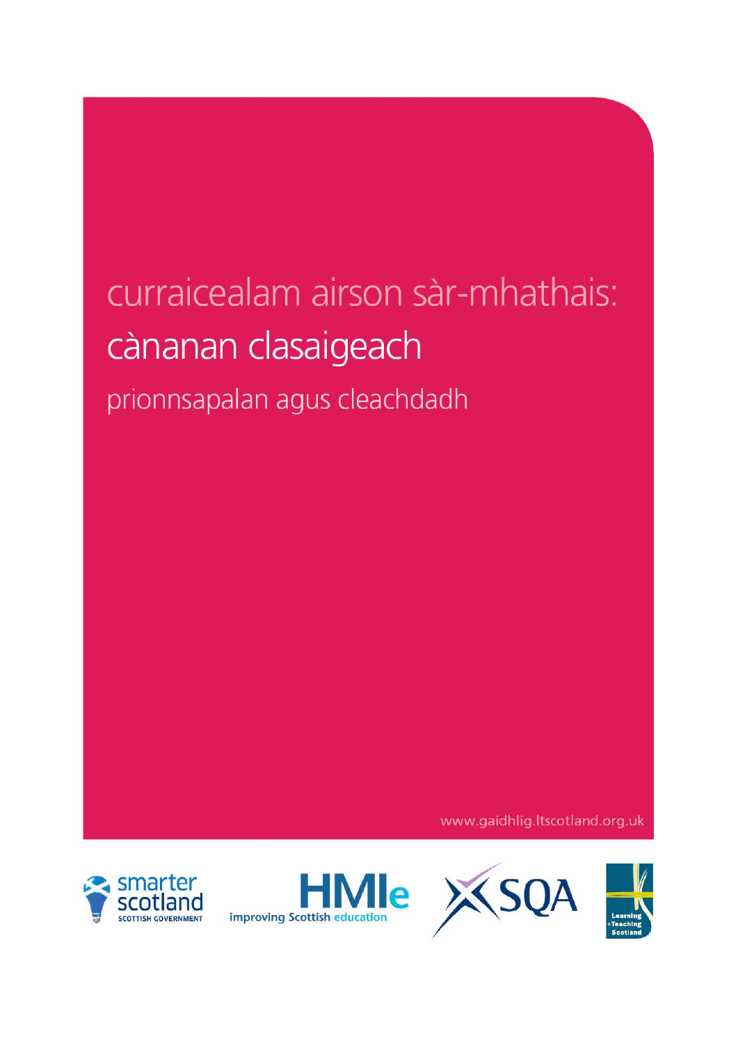# curraicealam airson sàr-mhathais:

## cànanan clasaigeach

prionnsapalan agus cleachdadh

www.gaidhlig.ltscotland.org.uk

smarter scotland SCOTTISH GOVERNMENT

HMIe improving Scottish education

SQA

Learning + Teaching Scotland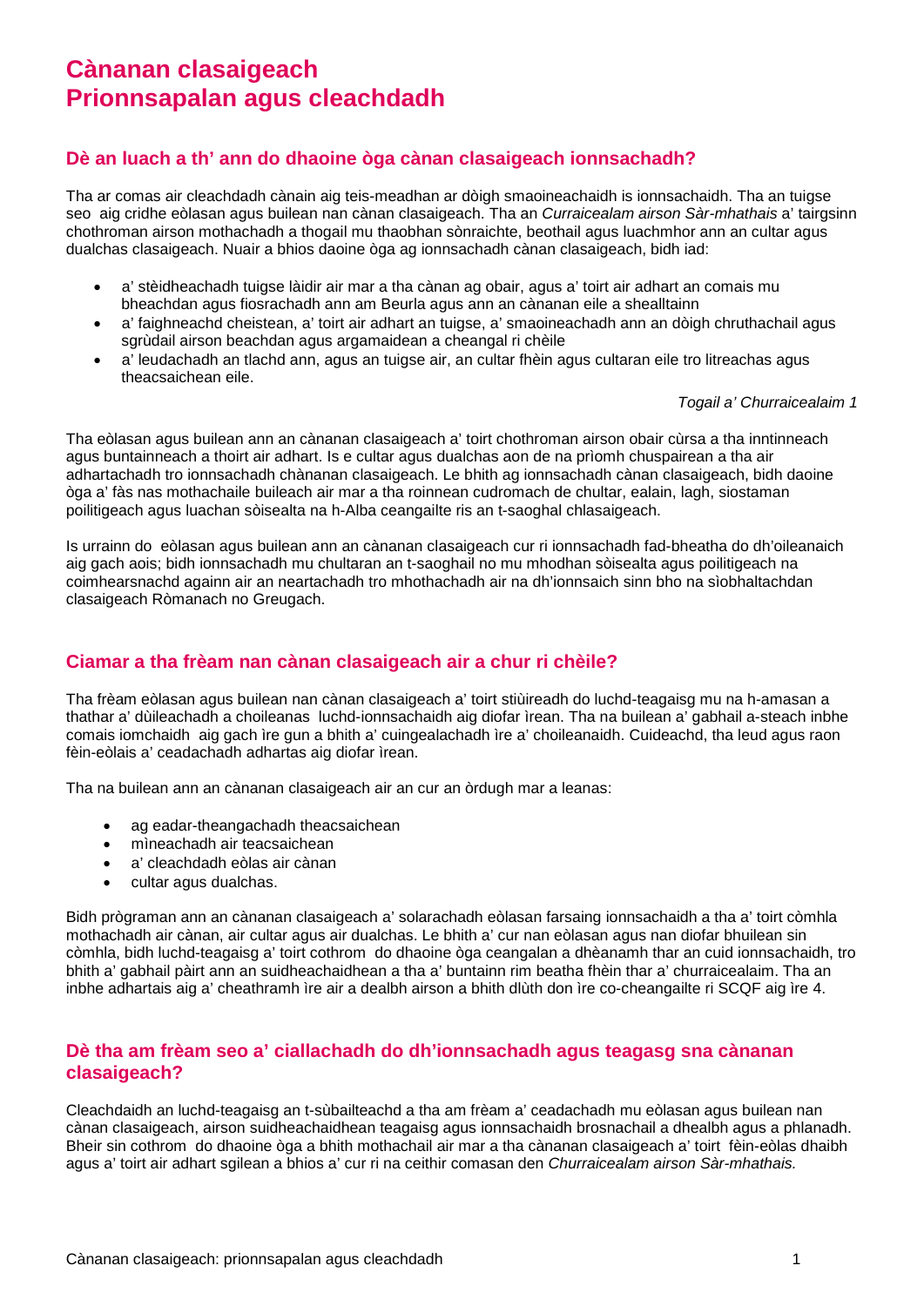# Cànanan clasaigeach
# Prionnsapalan agus cleachdadh

## Dè an luach a th' ann do dhaoine òga cànan clasaigeach ionnsachadh?

Tha ar comas air cleachdadh cànain aig teis-meadhan ar dòigh smaoineachaidh is ionnsachaidh. Tha an tuigse seo aig cridhe eòlasan agus builean nan cànan clasaigeach. Tha an *Curraicealam airson Sàr-mhathais* a' tairgsinn chothroman airson mothachadh a thogail mu thaobhan sònraichte, beothail agus luachmhor ann an cultar agus dualchas clasaigeach. Nuair a bhios daoine òga ag ionnsachadh cànan clasaigeach, bidh iad:

- a' stèidheachadh tuigse làidir air mar a tha cànan ag obair, agus a' toirt air adhart an comais mu bheachdan agus fiosrachadh ann am Beurla agus ann an cànanan eile a shealltainn
- a' faighneachd cheistean, a' toirt air adhart an tuigse, a' smaoineachadh ann an dòigh chruthachail agus sgrùdail airson beachdan agus argamaidean a cheangal ri chèile
- a' leudachadh an tlachd ann, agus an tuigse air, an cultar fhèin agus cultaran eile tro litreachas agus theacsaichean eile.

*Togail a' Churraicealaim 1*

Tha eòlasan agus builean ann an cànanan clasaigeach a' toirt chothroman airson obair cùrsa a tha inntinneach agus buntainneach a thoirt air adhart. Is e cultar agus dualchas aon de na prìomh chuspairean a tha air adhartachadh tro ionnsachadh chànanan clasaigeach. Le bhith ag ionnsachadh cànan clasaigeach, bidh daoine òga a' fàs nas mothachaile buileach air mar a tha roinnean cudromach de chultar, ealain, lagh, siostaman poilitigeach agus luachan sòisealta na h-Alba ceangailte ris an t-saoghal chlasaigeach.

Is urrainn do eòlasan agus builean ann an cànanan clasaigeach cur ri ionnsachadh fad-bheatha do dh'oileanaich aig gach aois; bidh ionnsachadh mu chultaran an t-saoghail no mu mhodhan sòisealta agus poilitigeach na coimhearsnachd againn air an neartachadh tro mhothachadh air na dh'ionnsaich sinn bho na sìobhaltachdan clasaigeach Ròmanach no Greugach.

## Ciamar a tha frèam nan cànan clasaigeach air a chur ri chèile?

Tha frèam eòlasan agus builean nan cànan clasaigeach a' toirt stiùireadh do luchd-teagaisg mu na h-amasan a thathar a' dùileachadh a choileanas luchd-ionnsachaidh aig diofar ìrean. Tha na builean a' gabhail a-steach inbhe comais iomchaidh aig gach ìre gun a bhith a' cuingealachadh ìre a' choileanaidh. Cuideachd, tha leud agus raon fèin-eòlais a' ceadachadh adhartas aig diofar ìrean.

Tha na builean ann an cànanan clasaigeach air an cur an òrdugh mar a leanas:

- ag eadar-theangachadh theacsaichean
- mìneachadh air teacsaichean
- a' cleachdadh eòlas air cànan
- cultar agus dualchas.

Bidh prògraman ann an cànanan clasaigeach a' solarachadh eòlasan farsaing ionnsachaidh a tha a' toirt còmhla mothachadh air cànan, air cultar agus air dualchas. Le bhith a' cur nan eòlasan agus nan diofar bhuilean sin còmhla, bidh luchd-teagaisg a' toirt cothrom do dhaoine òga ceangalan a dhèanamh thar an cuid ionnsachaidh, tro bhith a' gabhail pàirt ann an suidheachaidhean a tha a' buntainn rim beatha fhèin thar a' churraicealaim. Tha an inbhe adhartais aig a' cheathramh ìre air a dealbh airson a bhith dlùth don ìre co-cheangailte ri SCQF aig ìre 4.

## Dè tha am frèam seo a' ciallachadh do dh'ionnsachadh agus teagasg sna cànanan clasaigeach?

Cleachdaidh an luchd-teagaisg an t-sùbailteachd a tha am frèam a' ceadachadh mu eòlasan agus builean nan cànan clasaigeach, airson suidheachaidhean teagaisg agus ionnsachaidh brosnachail a dhealbh agus a phlanadh. Bheir sin cothrom do dhaoine òga a bhith mothachail air mar a tha cànanan clasaigeach a' toirt fèin-eòlas dhaibh agus a' toirt air adhart sgilean a bhios a' cur ri na ceithir comasan den *Churraicealam airson Sàr-mhathais.*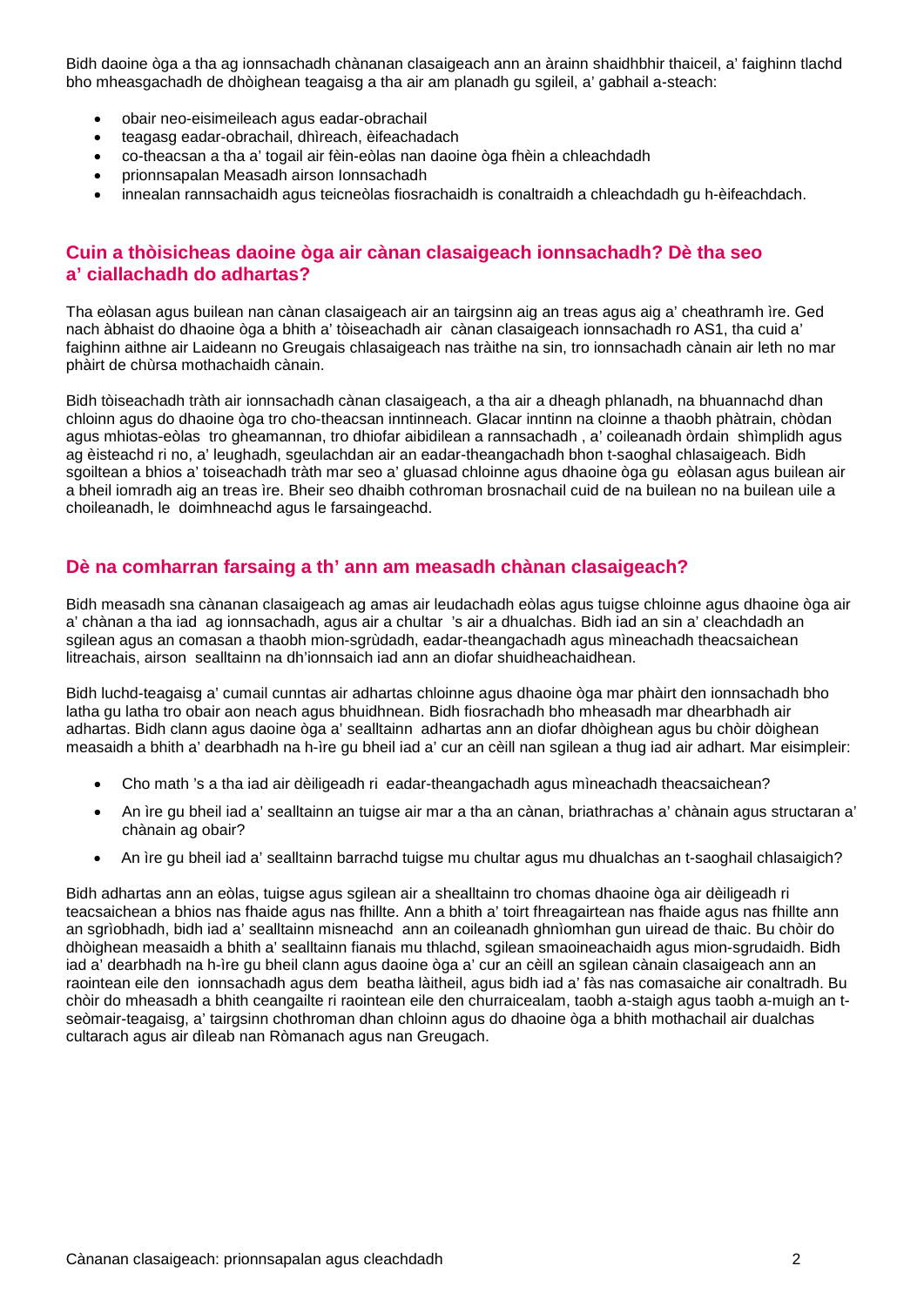Bidh daoine òga a tha ag ionnsachadh chànanan clasaigeach ann an àrainn shaidhbhir thaiceil, a' faighinn tlachd bho mheasgachadh de dhòighean teagaisg a tha air am planadh gu sgileil, a' gabhail a-steach:

- obair neo-eisimeileach agus eadar-obrachail
- teagasg eadar-obrachail, dhìreach, èifeachadach
- co-theacsan a tha a' togail air fèin-eòlas nan daoine òga fhèin a chleachdadh
- prionnsapalan Measadh airson Ionnsachadh
- innealan rannsachaidh agus teicneòlas fiosrachaidh is conaltraidh a chleachdadh gu h-èifeachdach.

## Cuin a thòisicheas daoine òga air cànan clasaigeach ionnsachadh? Dè tha seo a' ciallachadh do adhartas?

Tha eòlasan agus builean nan cànan clasaigeach air an tairgsinn aig an treas agus aig a' cheathramh ìre. Ged nach àbhaist do dhaoine òga a bhith a' tòiseachadh air cànan clasaigeach ionnsachadh ro AS1, tha cuid a' faighinn aithne air Laideann no Greugais chlasaigeach nas tràithe na sin, tro ionnsachadh cànain air leth no mar phàirt de chùrsa mothachaidh cànain.

Bidh tòiseachadh tràth air ionnsachadh cànan clasaigeach, a tha air a dheagh phlanadh, na bhuannachd dhan chloinn agus do dhaoine òga tro cho-theacsan inntinneach. Glacar inntinn na cloinne a thaobh phàtrain, chòdan agus mhiotas-eòlas tro gheamannan, tro dhiofar aibidilean a rannsachadh , a' coileanadh òrdain shìmplidh agus ag èisteachd ri no, a' leughadh, sgeulachdan air an eadar-theangachadh bhon t-saoghal chlasaigeach. Bidh sgoiltean a bhios a' toiseachadh tràth mar seo a' gluasad chloinne agus dhaoine òga gu eòlasan agus builean air a bheil iomradh aig an treas ìre. Bheir seo dhaibh cothroman brosnachail cuid de na builean no na builean uile a choileanadh, le doimhneachd agus le farsaingeachd.

## Dè na comharran farsaing a th' ann am measadh chànan clasaigeach?

Bidh measadh sna cànanan clasaigeach ag amas air leudachadh eòlas agus tuigse chloinne agus dhaoine òga air a' chànan a tha iad ag ionnsachadh, agus air a chultar 's air a dhualchas. Bidh iad an sin a' cleachdadh an sgilean agus an comasan a thaobh mion-sgrùdadh, eadar-theangachadh agus mìneachadh theacsaichean litreachais, airson sealltainn na dh'ionnsaich iad ann an diofar shuidheachaidhean.

Bidh luchd-teagaisg a' cumail cunntas air adhartas chloinne agus dhaoine òga mar phàirt den ionnsachadh bho latha gu latha tro obair aon neach agus bhuidhnean. Bidh fiosrachadh bho mheasadh mar dhearbhadh air adhartas. Bidh clann agus daoine òga a' sealltainn adhartas ann an diofar dhòighean agus bu chòir dòighean measaidh a bhith a' dearbhadh na h-ìre gu bheil iad a' cur an cèill nan sgilean a thug iad air adhart. Mar eisimpleir:

- Cho math 's a tha iad air dèiligeadh ri eadar-theangachadh agus mìneachadh theacsaichean?
- An ìre gu bheil iad a' sealltainn an tuigse air mar a tha an cànan, briathrachas a' chànain agus structaran a' chànain ag obair?
- An ìre gu bheil iad a' sealltainn barrachd tuigse mu chultar agus mu dhualchas an t-saoghail chlasaigich?

Bidh adhartas ann an eòlas, tuigse agus sgilean air a shealltainn tro chomas dhaoine òga air dèiligeadh ri teacsaichean a bhios nas fhaide agus nas fhillte. Ann a bhith a' toirt fhreagairtean nas fhaide agus nas fhillte ann an sgrìobhadh, bidh iad a' sealltainn misneachd ann an coileanadh ghnìomhan gun uiread de thaic. Bu chòir do dhòighean measaidh a bhith a' sealltainn fianais mu thlachd, sgilean smaoineachaidh agus mion-sgrudaidh. Bidh iad a' dearbhadh na h-ìre gu bheil clann agus daoine òga a' cur an cèill an sgilean cànain clasaigeach ann an raointean eile den ionnsachadh agus dem beatha làitheil, agus bidh iad a' fàs nas comasaiche air conaltradh. Bu chòir do mheasadh a bhith ceangailte ri raointean eile den churraicealam, taobh a-staigh agus taobh a-muigh an t-seòmair-teagaisg, a' tairgsinn chothroman dhan chloinn agus do dhaoine òga a bhith mothachail air dualchas cultarach agus air dìleab nan Ròmanach agus nan Greugach.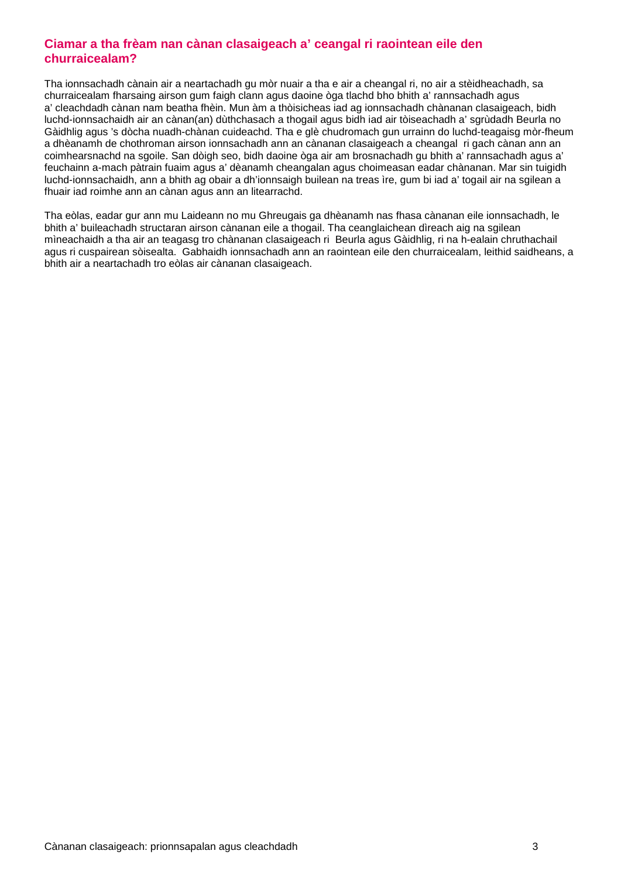## Ciamar a tha frèam nan cànan clasaigeach a' ceangal ri raointean eile den churraicealam?

Tha ionnsachadh cànain air a neartachadh gu mòr nuair a tha e air a cheangal ri, no air a stèidheachadh, sa churraicealam fharsaing airson gum faigh clann agus daoine òga tlachd bho bhith a' rannsachadh agus a' cleachdadh cànan nam beatha fhèin. Mun àm a thòisicheas iad ag ionnsachadh chànanan clasaigeach, bidh luchd-ionnsachaidh air an cànan(an) dùthchasach a thogail agus bidh iad air tòiseachadh a' sgrùdadh Beurla no Gàidhlig agus 's dòcha nuadh-chànan cuideachd. Tha e glè chudromach gun urrainn do luchd-teagaisg mòr-fheum a dhèanamh de chothroman airson ionnsachadh ann an cànanan clasaigeach a cheangal ri gach cànan ann an coimhearsnachd na sgoile. San dòigh seo, bidh daoine òga air am brosnachadh gu bhith a' rannsachadh agus a' feuchainn a-mach pàtrain fuaim agus a' dèanamh cheangalan agus choimeasan eadar chànanan. Mar sin tuigidh luchd-ionnsachaidh, ann a bhith ag obair a dh'ionnsaigh builean na treas ìre, gum bi iad a' togail air na sgilean a fhuair iad roimhe ann an cànan agus ann an litearrachd.

Tha eòlas, eadar gur ann mu Laideann no mu Ghreugais ga dhèanamh nas fhasa cànanan eile ionnsachadh, le bhith a' buileachadh structaran airson cànanan eile a thogail. Tha ceanglaichean dìreach aig na sgilean mìneachaidh a tha air an teagasg tro chànanan clasaigeach ri Beurla agus Gàidhlig, ri na h-ealain chruthachail agus ri cuspairean sòisealta. Gabhaidh ionnsachadh ann an raointean eile den churraicealam, leithid saidheans, a bhith air a neartachadh tro eòlas air cànanan clasaigeach.